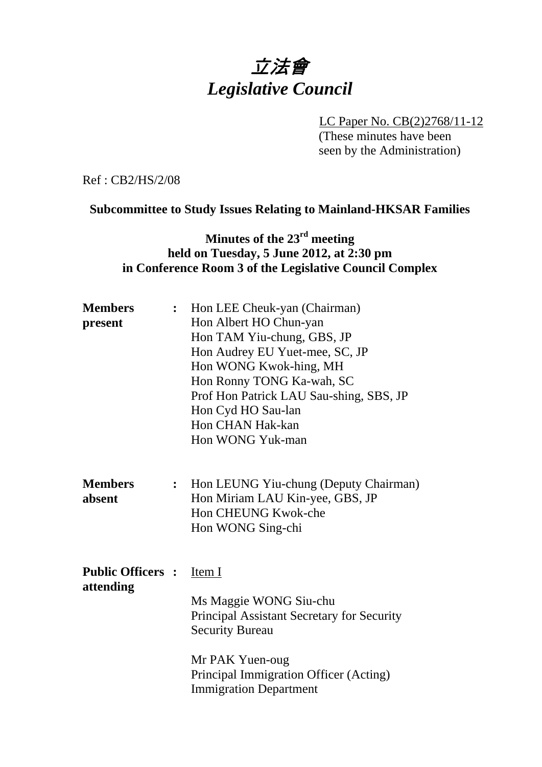# *立法會*
# *Legislative Council*

LC Paper No. CB(2)2768/11-12
(These minutes have been seen by the Administration)

Ref : CB2/HS/2/08

**Subcommittee to Study Issues Relating to Mainland-HKSAR Families**

**Minutes of the 23rd meeting**
**held on Tuesday, 5 June 2012, at 2:30 pm**
**in Conference Room 3 of the Legislative Council Complex**

**Members present** : Hon LEE Cheuk-yan (Chairman)
Hon Albert HO Chun-yan
Hon TAM Yiu-chung, GBS, JP
Hon Audrey EU Yuet-mee, SC, JP
Hon WONG Kwok-hing, MH
Hon Ronny TONG Ka-wah, SC
Prof Hon Patrick LAU Sau-shing, SBS, JP
Hon Cyd HO Sau-lan
Hon CHAN Hak-kan
Hon WONG Yuk-man

**Members absent** : Hon LEUNG Yiu-chung (Deputy Chairman)
Hon Miriam LAU Kin-yee, GBS, JP
Hon CHEUNG Kwok-che
Hon WONG Sing-chi

**Public Officers attending** : Item I

Ms Maggie WONG Siu-chu
Principal Assistant Secretary for Security
Security Bureau

Mr PAK Yuen-oug
Principal Immigration Officer (Acting)
Immigration Department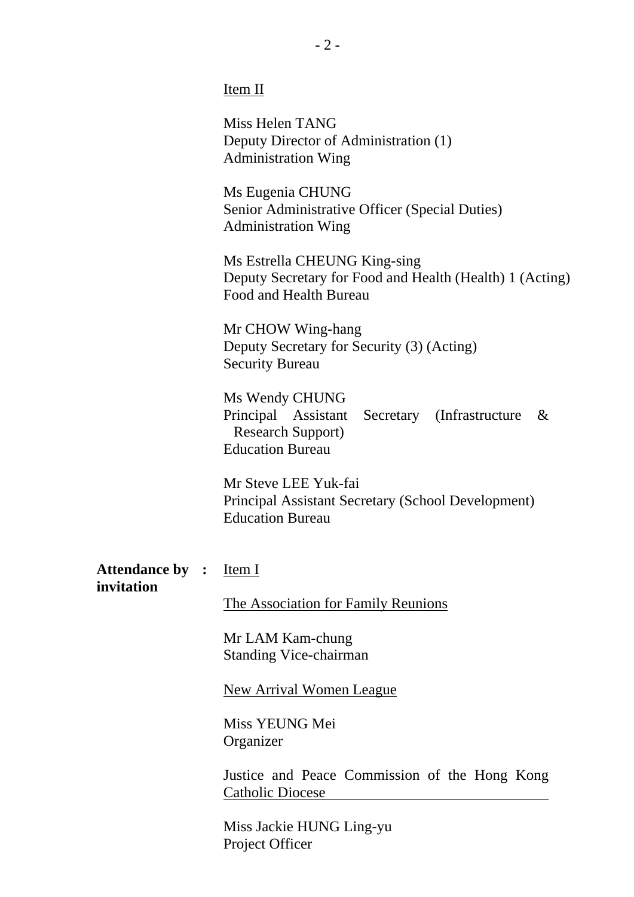Item II

Miss Helen TANG
Deputy Director of Administration (1)
Administration Wing

Ms Eugenia CHUNG
Senior Administrative Officer (Special Duties)
Administration Wing

Ms Estrella CHEUNG King-sing
Deputy Secretary for Food and Health (Health) 1 (Acting)
Food and Health Bureau

Mr CHOW Wing-hang
Deputy Secretary for Security (3) (Acting)
Security Bureau

Ms Wendy CHUNG
Principal Assistant Secretary (Infrastructure & Research Support)
Education Bureau

Mr Steve LEE Yuk-fai
Principal Assistant Secretary (School Development)
Education Bureau

**Attendance by invitation** : Item I

The Association for Family Reunions

Mr LAM Kam-chung
Standing Vice-chairman

New Arrival Women League

Miss YEUNG Mei
Organizer

Justice and Peace Commission of the Hong Kong Catholic Diocese

Miss Jackie HUNG Ling-yu
Project Officer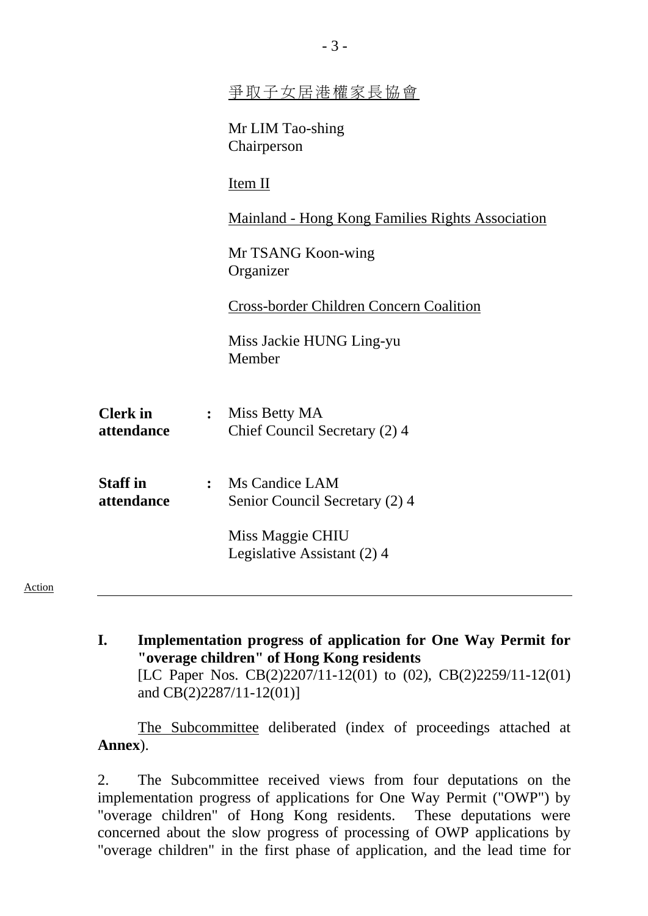爭取子女居港權家長協會

Mr LIM Tao-shing
Chairperson

Item II

Mainland - Hong Kong Families Rights Association

Mr TSANG Koon-wing
Organizer

Cross-border Children Concern Coalition

Miss Jackie HUNG Ling-yu
Member

| | | |
|---|---|---|
| **Clerk in attendance** | **:** | Miss Betty MA<br>Chief Council Secretary (2) 4 |
| **Staff in attendance** | **:** | Ms Candice LAM<br>Senior Council Secretary (2) 4<br><br>Miss Maggie CHIU<br>Legislative Assistant (2) 4 |

Action

---

**I. Implementation progress of application for One Way Permit for "overage children" of Hong Kong residents**
[LC Paper Nos. CB(2)2207/11-12(01) to (02), CB(2)2259/11-12(01) and CB(2)2287/11-12(01)]

The Subcommittee deliberated (index of proceedings attached at **Annex**).

2. The Subcommittee received views from four deputations on the implementation progress of applications for One Way Permit ("OWP") by "overage children" of Hong Kong residents. These deputations were concerned about the slow progress of processing of OWP applications by "overage children" in the first phase of application, and the lead time for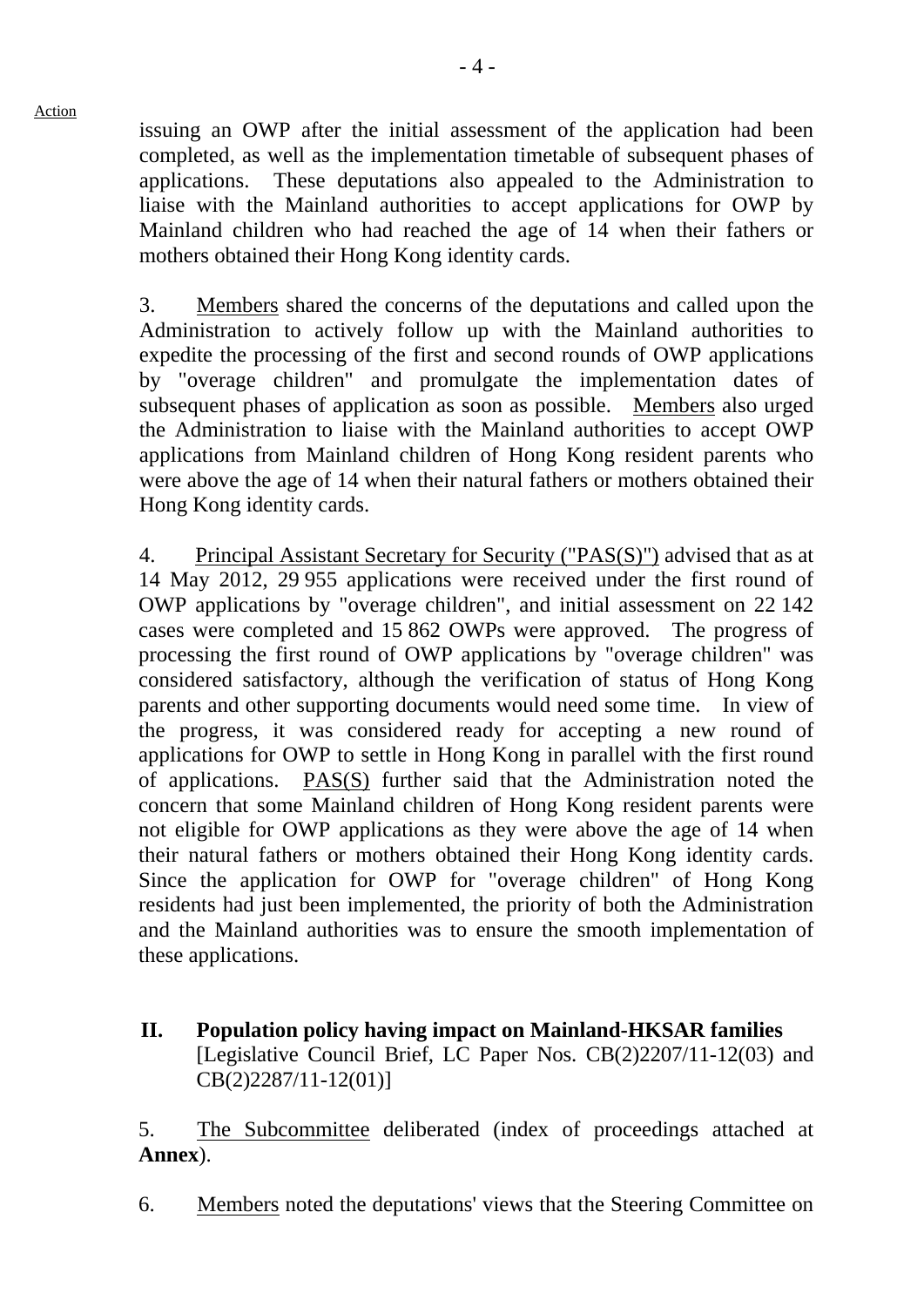Action

issuing an OWP after the initial assessment of the application had been completed, as well as the implementation timetable of subsequent phases of applications. These deputations also appealed to the Administration to liaise with the Mainland authorities to accept applications for OWP by Mainland children who had reached the age of 14 when their fathers or mothers obtained their Hong Kong identity cards.

3. Members shared the concerns of the deputations and called upon the Administration to actively follow up with the Mainland authorities to expedite the processing of the first and second rounds of OWP applications by "overage children" and promulgate the implementation dates of subsequent phases of application as soon as possible. Members also urged the Administration to liaise with the Mainland authorities to accept OWP applications from Mainland children of Hong Kong resident parents who were above the age of 14 when their natural fathers or mothers obtained their Hong Kong identity cards.

4. Principal Assistant Secretary for Security ("PAS(S)") advised that as at 14 May 2012, 29 955 applications were received under the first round of OWP applications by "overage children", and initial assessment on 22 142 cases were completed and 15 862 OWPs were approved. The progress of processing the first round of OWP applications by "overage children" was considered satisfactory, although the verification of status of Hong Kong parents and other supporting documents would need some time. In view of the progress, it was considered ready for accepting a new round of applications for OWP to settle in Hong Kong in parallel with the first round of applications. PAS(S) further said that the Administration noted the concern that some Mainland children of Hong Kong resident parents were not eligible for OWP applications as they were above the age of 14 when their natural fathers or mothers obtained their Hong Kong identity cards. Since the application for OWP for "overage children" of Hong Kong residents had just been implemented, the priority of both the Administration and the Mainland authorities was to ensure the smooth implementation of these applications.

## II. Population policy having impact on Mainland-HKSAR families

[Legislative Council Brief, LC Paper Nos. CB(2)2207/11-12(03) and CB(2)2287/11-12(01)]

5. The Subcommittee deliberated (index of proceedings attached at **Annex**).

6. Members noted the deputations' views that the Steering Committee on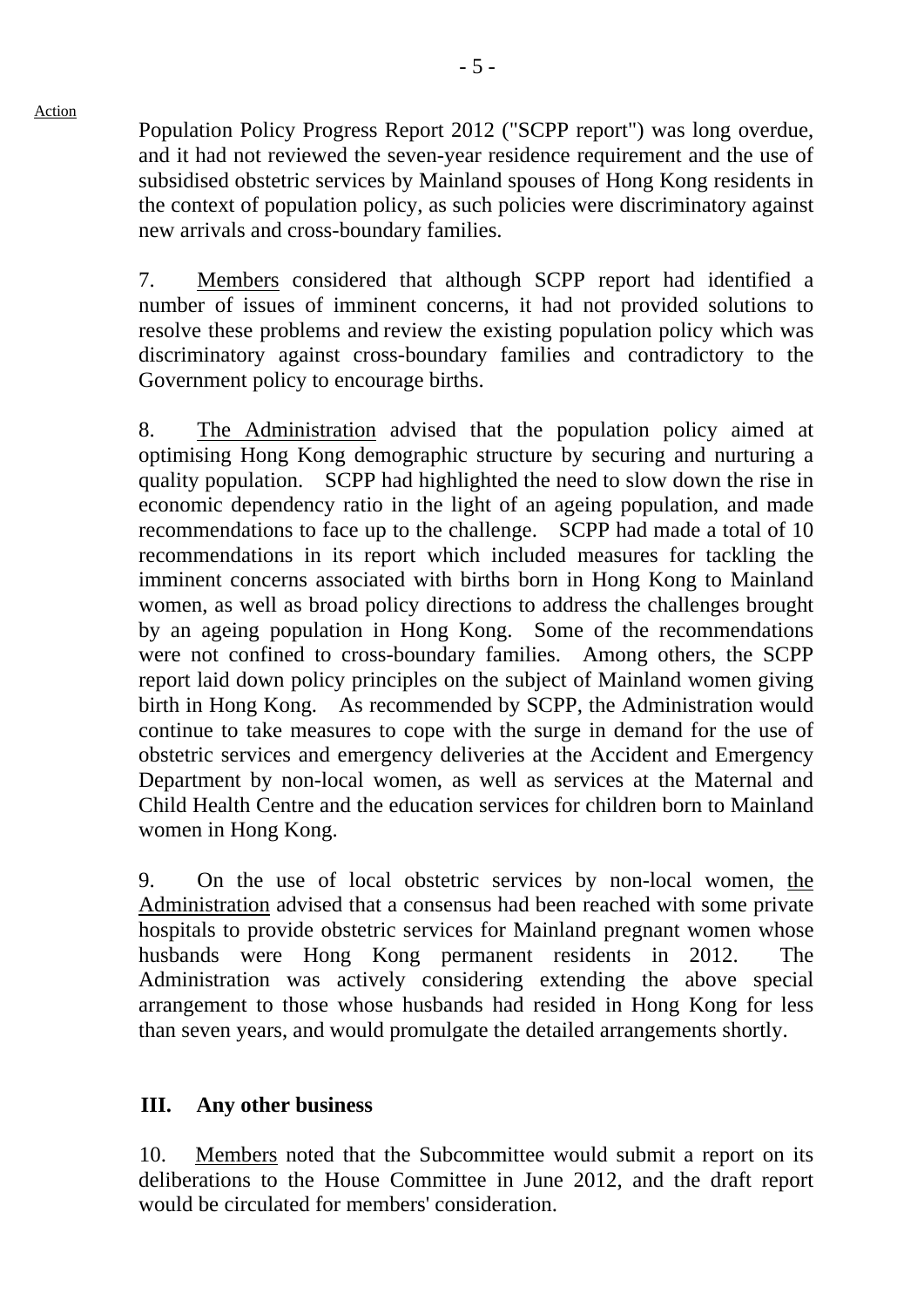Population Policy Progress Report 2012 ("SCPP report") was long overdue, and it had not reviewed the seven-year residence requirement and the use of subsidised obstetric services by Mainland spouses of Hong Kong residents in the context of population policy, as such policies were discriminatory against new arrivals and cross-boundary families.

7. Members considered that although SCPP report had identified a number of issues of imminent concerns, it had not provided solutions to resolve these problems and review the existing population policy which was discriminatory against cross-boundary families and contradictory to the Government policy to encourage births.

8. The Administration advised that the population policy aimed at optimising Hong Kong demographic structure by securing and nurturing a quality population. SCPP had highlighted the need to slow down the rise in economic dependency ratio in the light of an ageing population, and made recommendations to face up to the challenge. SCPP had made a total of 10 recommendations in its report which included measures for tackling the imminent concerns associated with births born in Hong Kong to Mainland women, as well as broad policy directions to address the challenges brought by an ageing population in Hong Kong. Some of the recommendations were not confined to cross-boundary families. Among others, the SCPP report laid down policy principles on the subject of Mainland women giving birth in Hong Kong. As recommended by SCPP, the Administration would continue to take measures to cope with the surge in demand for the use of obstetric services and emergency deliveries at the Accident and Emergency Department by non-local women, as well as services at the Maternal and Child Health Centre and the education services for children born to Mainland women in Hong Kong.

9. On the use of local obstetric services by non-local women, the Administration advised that a consensus had been reached with some private hospitals to provide obstetric services for Mainland pregnant women whose husbands were Hong Kong permanent residents in 2012. The Administration was actively considering extending the above special arrangement to those whose husbands had resided in Hong Kong for less than seven years, and would promulgate the detailed arrangements shortly.

## III. Any other business

10. Members noted that the Subcommittee would submit a report on its deliberations to the House Committee in June 2012, and the draft report would be circulated for members' consideration.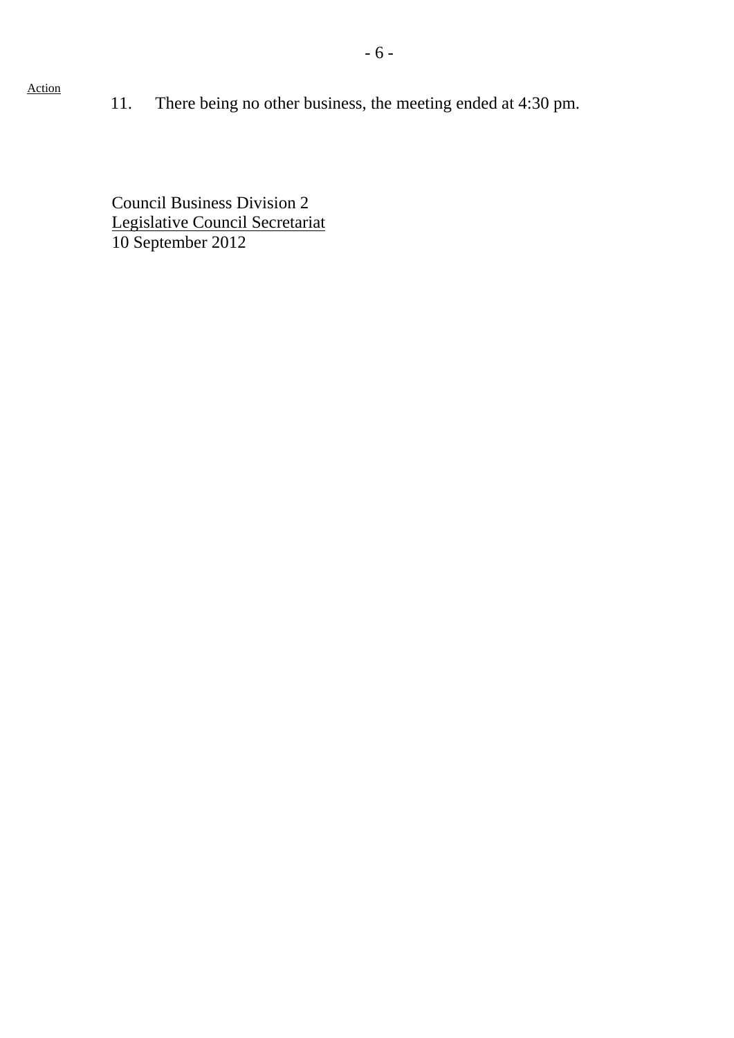Action

11. There being no other business, the meeting ended at 4:30 pm.

Council Business Division 2
Legislative Council Secretariat
10 September 2012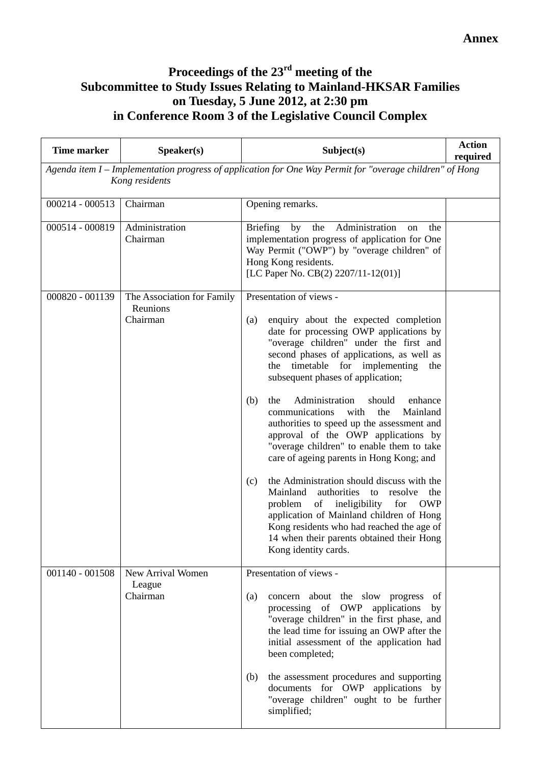**Annex**

# Proceedings of the 23rd meeting of the Subcommittee to Study Issues Relating to Mainland-HKSAR Families on Tuesday, 5 June 2012, at 2:30 pm in Conference Room 3 of the Legislative Council Complex

| Time marker | Speaker(s) | Subject(s) | Action required |
|---|---|---|---|
| *Agenda item I – Implementation progress of application for One Way Permit for "overage children" of Hong Kong residents* | | | |
| 000214 - 000513 | Chairman | Opening remarks. | |
| 000514 - 000819 | Administration<br>Chairman | Briefing by the Administration on the implementation progress of application for One Way Permit ("OWP") by "overage children" of Hong Kong residents.<br>[LC Paper No. CB(2) 2207/11-12(01)] | |
| 000820 - 001139 | The Association for Family Reunions<br>Chairman | Presentation of views -<br>(a) enquiry about the expected completion date for processing OWP applications by "overage children" under the first and second phases of applications, as well as the timetable for implementing the subsequent phases of application;<br>(b) the Administration should enhance communications with the Mainland authorities to speed up the assessment and approval of the OWP applications by "overage children" to enable them to take care of ageing parents in Hong Kong; and<br>(c) the Administration should discuss with the Mainland authorities to resolve the problem of ineligibility for OWP application of Mainland children of Hong Kong residents who had reached the age of 14 when their parents obtained their Hong Kong identity cards. | |
| 001140 - 001508 | New Arrival Women League<br>Chairman | Presentation of views -<br>(a) concern about the slow progress of processing of OWP applications by "overage children" in the first phase, and the lead time for issuing an OWP after the initial assessment of the application had been completed;<br>(b) the assessment procedures and supporting documents for OWP applications by "overage children" ought to be further simplified; | |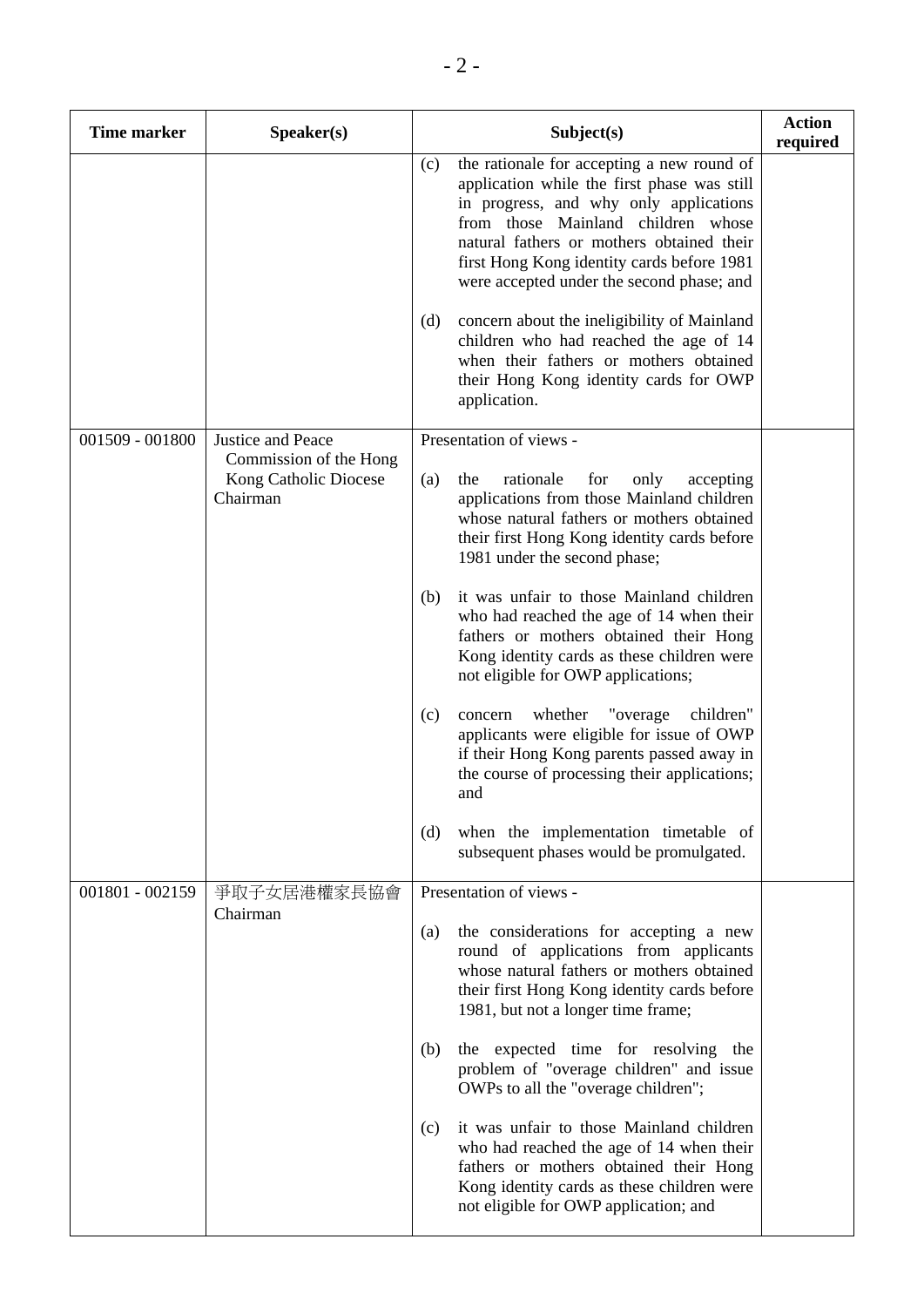| Time marker | Speaker(s) | Subject(s) | Action required |
|---|---|---|---|
| | | (c) the rationale for accepting a new round of application while the first phase was still in progress, and why only applications from those Mainland children whose natural fathers or mothers obtained their first Hong Kong identity cards before 1981 were accepted under the second phase; and<br><br>(d) concern about the ineligibility of Mainland children who had reached the age of 14 when their fathers or mothers obtained their Hong Kong identity cards for OWP application. | |
| 001509 - 001800 | Justice and Peace Commission of the Hong Kong Catholic Diocese Chairman | Presentation of views -<br><br>(a) the rationale for only accepting applications from those Mainland children whose natural fathers or mothers obtained their first Hong Kong identity cards before 1981 under the second phase;<br><br>(b) it was unfair to those Mainland children who had reached the age of 14 when their fathers or mothers obtained their Hong Kong identity cards as these children were not eligible for OWP applications;<br><br>(c) concern whether "overage children" applicants were eligible for issue of OWP if their Hong Kong parents passed away in the course of processing their applications; and<br><br>(d) when the implementation timetable of subsequent phases would be promulgated. | |
| 001801 - 002159 | 爭取子女居港權家長協會 Chairman | Presentation of views -<br><br>(a) the considerations for accepting a new round of applications from applicants whose natural fathers or mothers obtained their first Hong Kong identity cards before 1981, but not a longer time frame;<br><br>(b) the expected time for resolving the problem of "overage children" and issue OWPs to all the "overage children";<br><br>(c) it was unfair to those Mainland children who had reached the age of 14 when their fathers or mothers obtained their Hong Kong identity cards as these children were not eligible for OWP application; and | |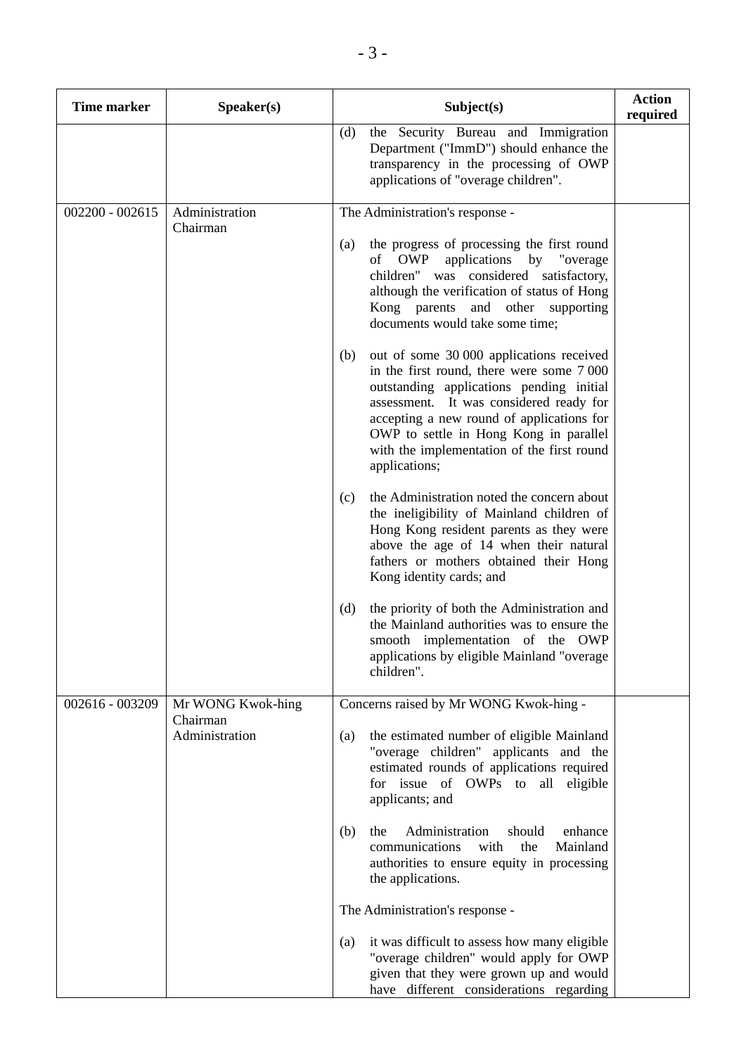| Time marker | Speaker(s) | Subject(s) | Action required |
|---|---|---|---|
| | | (d) the Security Bureau and Immigration Department ("ImmD") should enhance the transparency in the processing of OWP applications of "overage children". | |
| 002200 - 002615 | Administration<br>Chairman | The Administration's response -<br><br>(a) the progress of processing the first round of OWP applications by "overage children" was considered satisfactory, although the verification of status of Hong Kong parents and other supporting documents would take some time;<br><br>(b) out of some 30 000 applications received in the first round, there were some 7 000 outstanding applications pending initial assessment. It was considered ready for accepting a new round of applications for OWP to settle in Hong Kong in parallel with the implementation of the first round applications;<br><br>(c) the Administration noted the concern about the ineligibility of Mainland children of Hong Kong resident parents as they were above the age of 14 when their natural fathers or mothers obtained their Hong Kong identity cards; and<br><br>(d) the priority of both the Administration and the Mainland authorities was to ensure the smooth implementation of the OWP applications by eligible Mainland "overage children". | |
| 002616 - 003209 | Mr WONG Kwok-hing<br>Chairman<br>Administration | Concerns raised by Mr WONG Kwok-hing -<br><br>(a) the estimated number of eligible Mainland "overage children" applicants and the estimated rounds of applications required for issue of OWPs to all eligible applicants; and<br><br>(b) the Administration should enhance communications with the Mainland authorities to ensure equity in processing the applications.<br><br>The Administration's response -<br><br>(a) it was difficult to assess how many eligible "overage children" would apply for OWP given that they were grown up and would have different considerations regarding | |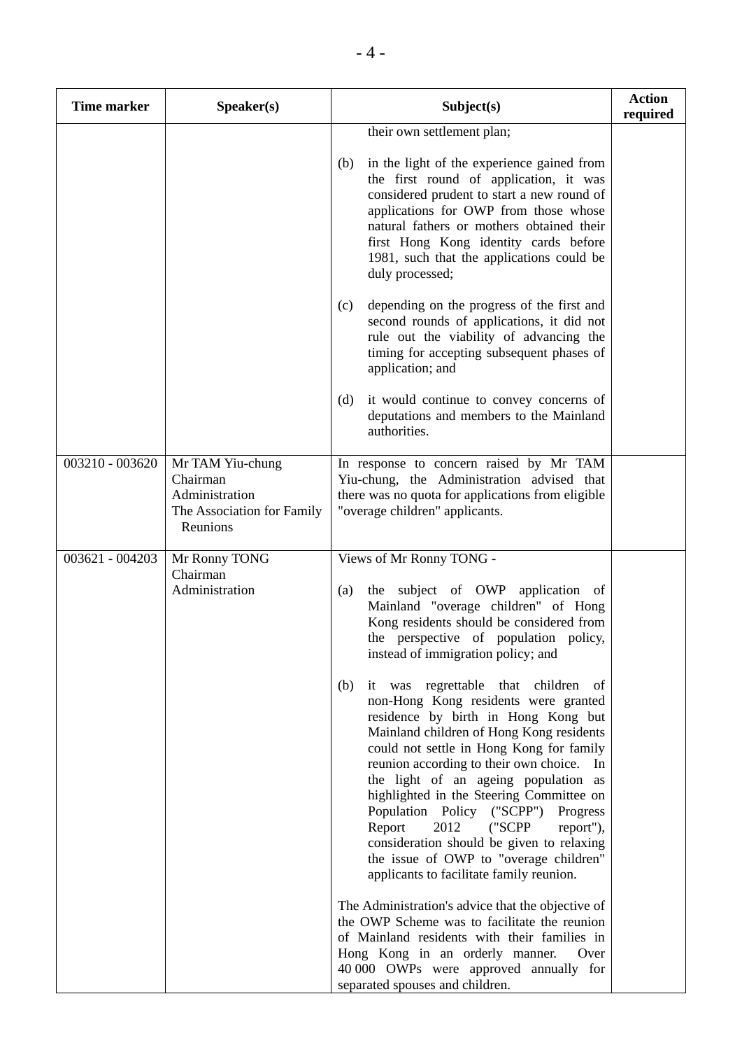| Time marker | Speaker(s) | Subject(s) | Action required |
|---|---|---|---|
| | | their own settlement plan;<br><br>(b) in the light of the experience gained from the first round of application, it was considered prudent to start a new round of applications for OWP from those whose natural fathers or mothers obtained their first Hong Kong identity cards before 1981, such that the applications could be duly processed;<br><br>(c) depending on the progress of the first and second rounds of applications, it did not rule out the viability of advancing the timing for accepting subsequent phases of application; and<br><br>(d) it would continue to convey concerns of deputations and members to the Mainland authorities. | |
| 003210 - 003620 | Mr TAM Yiu-chung<br>Chairman<br>Administration<br>The Association for Family Reunions | In response to concern raised by Mr TAM Yiu-chung, the Administration advised that there was no quota for applications from eligible "overage children" applicants. | |
| 003621 - 004203 | Mr Ronny TONG<br>Chairman<br>Administration | Views of Mr Ronny TONG -<br><br>(a) the subject of OWP application of Mainland "overage children" of Hong Kong residents should be considered from the perspective of population policy, instead of immigration policy; and<br><br>(b) it was regrettable that children of non-Hong Kong residents were granted residence by birth in Hong Kong but Mainland children of Hong Kong residents could not settle in Hong Kong for family reunion according to their own choice. In the light of an ageing population as highlighted in the Steering Committee on Population Policy ("SCPP") Progress Report 2012 ("SCPP report"), consideration should be given to relaxing the issue of OWP to "overage children" applicants to facilitate family reunion.<br><br>The Administration's advice that the objective of the OWP Scheme was to facilitate the reunion of Mainland residents with their families in Hong Kong in an orderly manner. Over 40 000 OWPs were approved annually for separated spouses and children. | |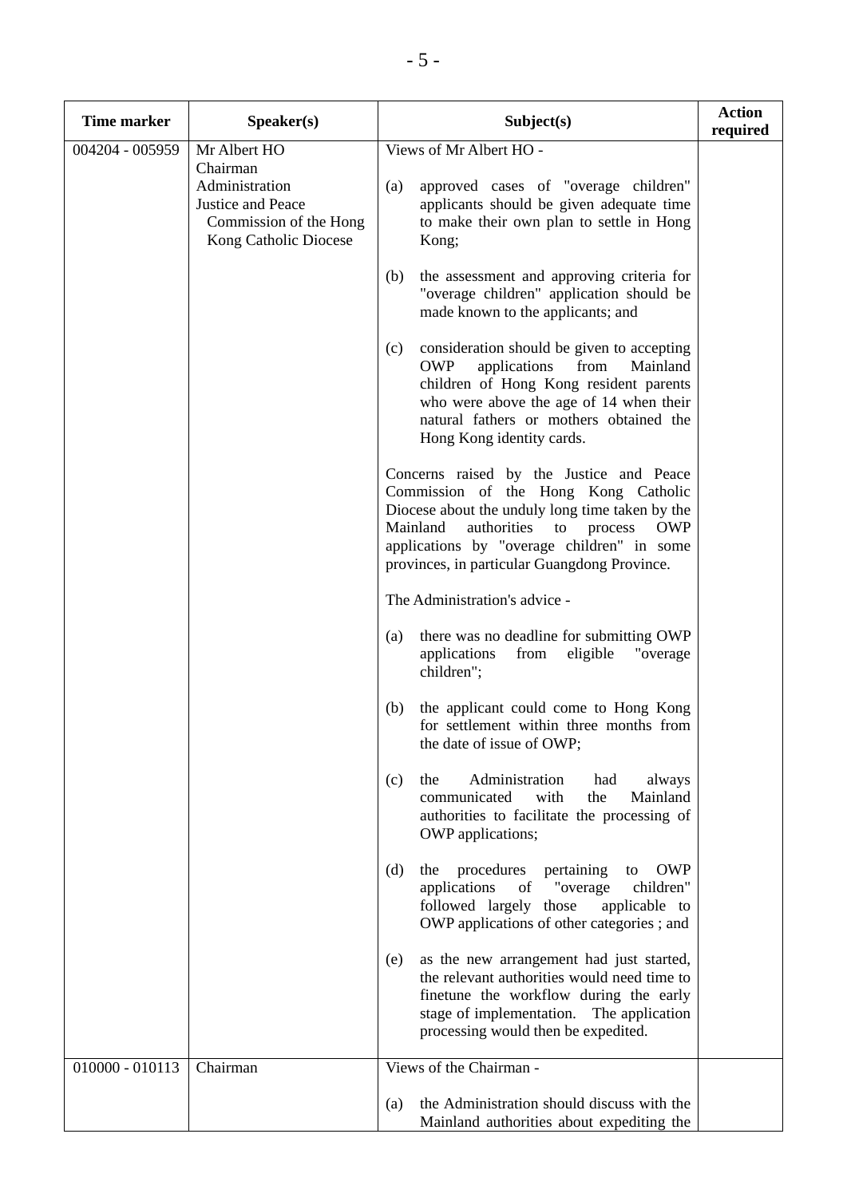| Time marker | Speaker(s) | Subject(s) | Action required |
|---|---|---|---|
| 004204 - 005959 | Mr Albert HO<br>Chairman<br>Administration<br>Justice and Peace Commission of the Hong Kong Catholic Diocese | Views of Mr Albert HO -<br><br>(a) approved cases of "overage children" applicants should be given adequate time to make their own plan to settle in Hong Kong;<br><br>(b) the assessment and approving criteria for "overage children" application should be made known to the applicants; and<br><br>(c) consideration should be given to accepting OWP applications from Mainland children of Hong Kong resident parents who were above the age of 14 when their natural fathers or mothers obtained the Hong Kong identity cards.<br><br>Concerns raised by the Justice and Peace Commission of the Hong Kong Catholic Diocese about the unduly long time taken by the Mainland authorities to process OWP applications by "overage children" in some provinces, in particular Guangdong Province.<br><br>The Administration's advice -<br><br>(a) there was no deadline for submitting OWP applications from eligible "overage children";<br><br>(b) the applicant could come to Hong Kong for settlement within three months from the date of issue of OWP;<br><br>(c) the Administration had always communicated with the Mainland authorities to facilitate the processing of OWP applications;<br><br>(d) the procedures pertaining to OWP applications of "overage children" followed largely those applicable to OWP applications of other categories ; and<br><br>(e) as the new arrangement had just started, the relevant authorities would need time to finetune the workflow during the early stage of implementation. The application processing would then be expedited. | |
| 010000 - 010113 | Chairman | Views of the Chairman -<br><br>(a) the Administration should discuss with the Mainland authorities about expediting the | |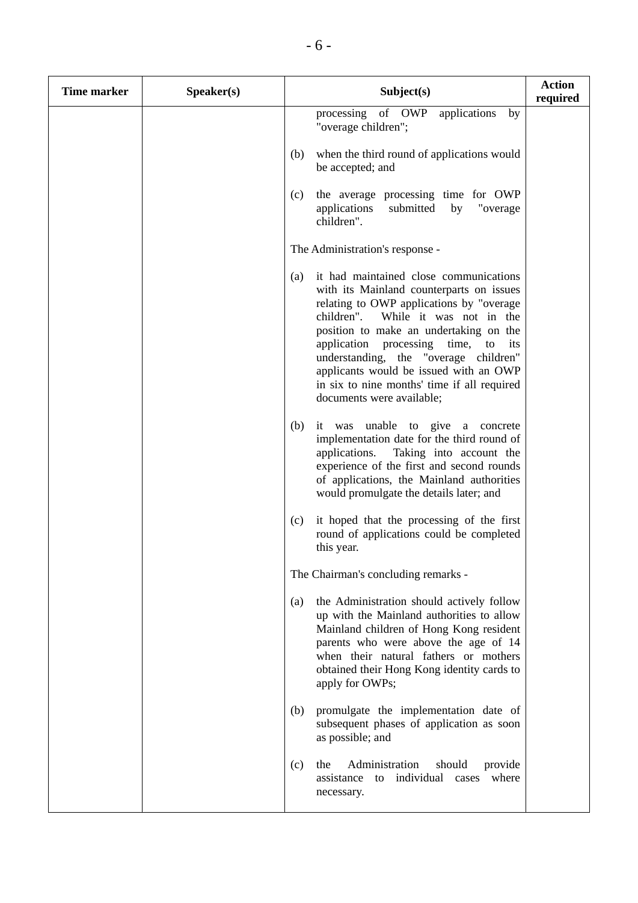| Time marker | Speaker(s) | Subject(s) | Action required |
|---|---|---|---|
| | | processing of OWP applications by "overage children";<br><br>(b) when the third round of applications would be accepted; and<br><br>(c) the average processing time for OWP applications submitted by "overage children".<br><br>The Administration's response -<br><br>(a) it had maintained close communications with its Mainland counterparts on issues relating to OWP applications by "overage children". While it was not in the position to make an undertaking on the application processing time, to its understanding, the "overage children" applicants would be issued with an OWP in six to nine months' time if all required documents were available;<br><br>(b) it was unable to give a concrete implementation date for the third round of applications. Taking into account the experience of the first and second rounds of applications, the Mainland authorities would promulgate the details later; and<br><br>(c) it hoped that the processing of the first round of applications could be completed this year.<br><br>The Chairman's concluding remarks -<br><br>(a) the Administration should actively follow up with the Mainland authorities to allow Mainland children of Hong Kong resident parents who were above the age of 14 when their natural fathers or mothers obtained their Hong Kong identity cards to apply for OWPs;<br><br>(b) promulgate the implementation date of subsequent phases of application as soon as possible; and<br><br>(c) the Administration should provide assistance to individual cases where necessary. | |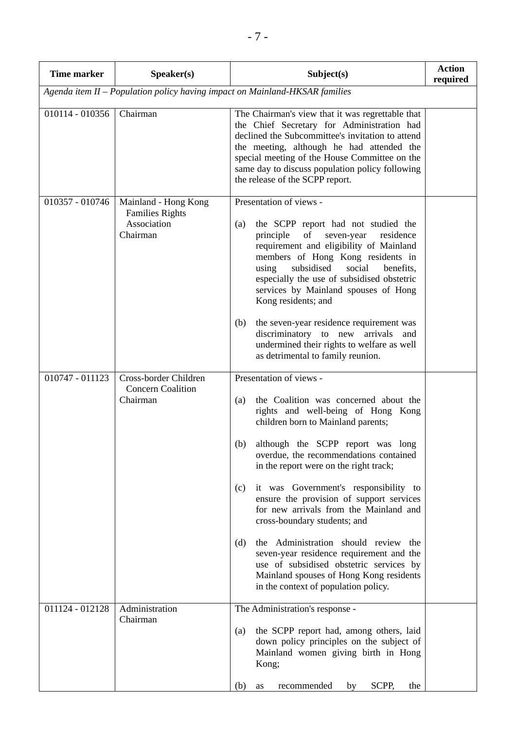| Time marker | Speaker(s) | Subject(s) | Action required |
|---|---|---|---|
| *Agenda item II – Population policy having impact on Mainland-HKSAR families* | | | |
| 010114 - 010356 | Chairman | The Chairman's view that it was regrettable that the Chief Secretary for Administration had declined the Subcommittee's invitation to attend the meeting, although he had attended the special meeting of the House Committee on the same day to discuss population policy following the release of the SCPP report. | |
| 010357 - 010746 | Mainland - Hong Kong Families Rights Association<br>Chairman | Presentation of views -<br><br>(a) the SCPP report had not studied the principle of seven-year residence requirement and eligibility of Mainland members of Hong Kong residents in using subsidised social benefits, especially the use of subsidised obstetric services by Mainland spouses of Hong Kong residents; and<br><br>(b) the seven-year residence requirement was discriminatory to new arrivals and undermined their rights to welfare as well as detrimental to family reunion. | |
| 010747 - 011123 | Cross-border Children Concern Coalition<br>Chairman | Presentation of views -<br><br>(a) the Coalition was concerned about the rights and well-being of Hong Kong children born to Mainland parents;<br><br>(b) although the SCPP report was long overdue, the recommendations contained in the report were on the right track;<br><br>(c) it was Government's responsibility to ensure the provision of support services for new arrivals from the Mainland and cross-boundary students; and<br><br>(d) the Administration should review the seven-year residence requirement and the use of subsidised obstetric services by Mainland spouses of Hong Kong residents in the context of population policy. | |
| 011124 - 012128 | Administration<br>Chairman | The Administration's response -<br><br>(a) the SCPP report had, among others, laid down policy principles on the subject of Mainland women giving birth in Hong Kong;<br><br>(b) as recommended by SCPP, the | |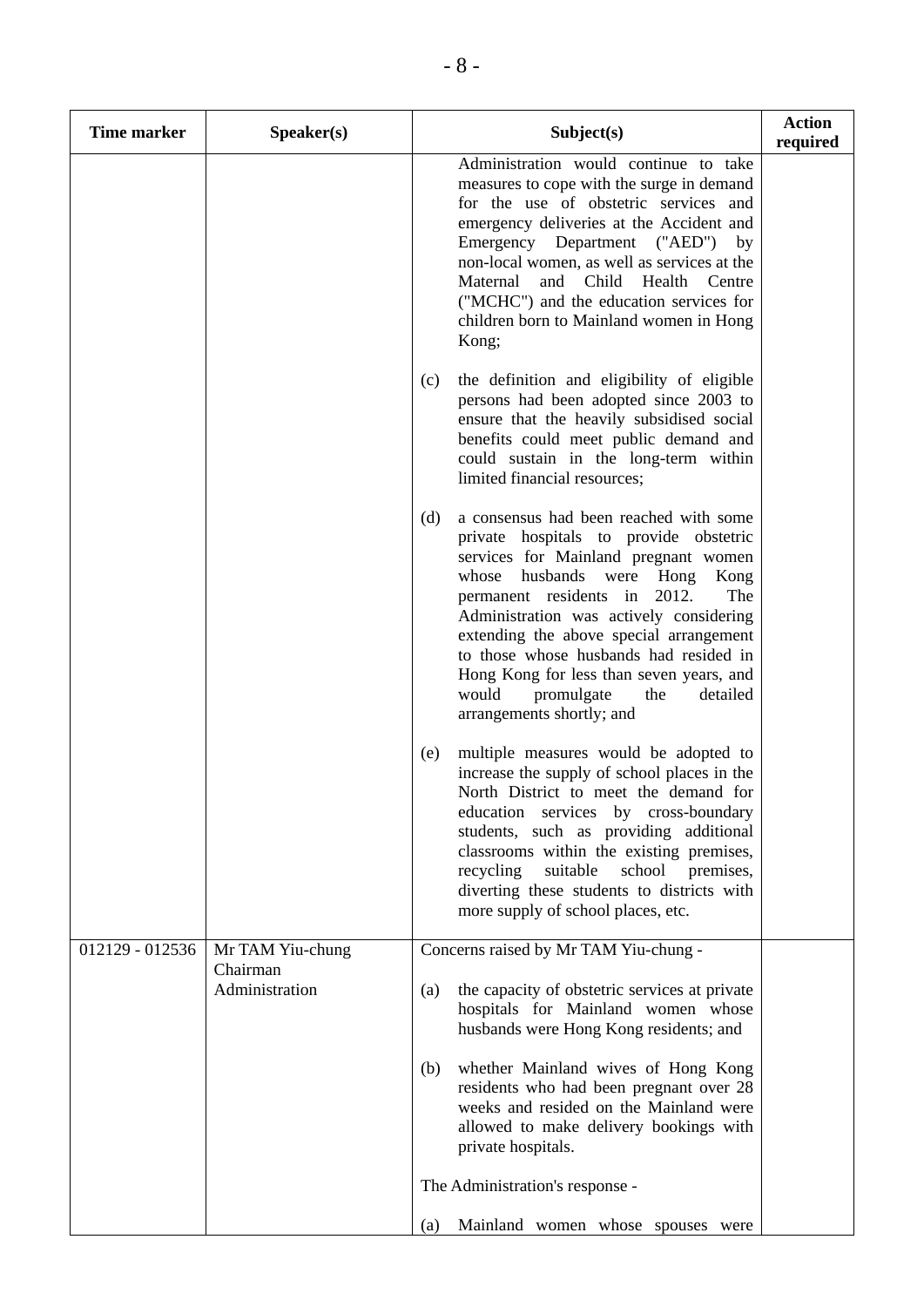| Time marker | Speaker(s) | Subject(s) | Action required |
|---|---|---|---|
| | | Administration would continue to take measures to cope with the surge in demand for the use of obstetric services and emergency deliveries at the Accident and Emergency Department ("AED") by non-local women, as well as services at the Maternal and Child Health Centre ("MCHC") and the education services for children born to Mainland women in Hong Kong;<br><br>(c) the definition and eligibility of eligible persons had been adopted since 2003 to ensure that the heavily subsidised social benefits could meet public demand and could sustain in the long-term within limited financial resources;<br><br>(d) a consensus had been reached with some private hospitals to provide obstetric services for Mainland pregnant women whose husbands were Hong Kong permanent residents in 2012. The Administration was actively considering extending the above special arrangement to those whose husbands had resided in Hong Kong for less than seven years, and would promulgate the detailed arrangements shortly; and<br><br>(e) multiple measures would be adopted to increase the supply of school places in the North District to meet the demand for education services by cross-boundary students, such as providing additional classrooms within the existing premises, recycling suitable school premises, diverting these students to districts with more supply of school places, etc. | |
| 012129 - 012536 | Mr TAM Yiu-chung<br>Chairman<br>Administration | Concerns raised by Mr TAM Yiu-chung -<br><br>(a) the capacity of obstetric services at private hospitals for Mainland women whose husbands were Hong Kong residents; and<br><br>(b) whether Mainland wives of Hong Kong residents who had been pregnant over 28 weeks and resided on the Mainland were allowed to make delivery bookings with private hospitals.<br><br>The Administration's response -<br><br>(a) Mainland women whose spouses were | |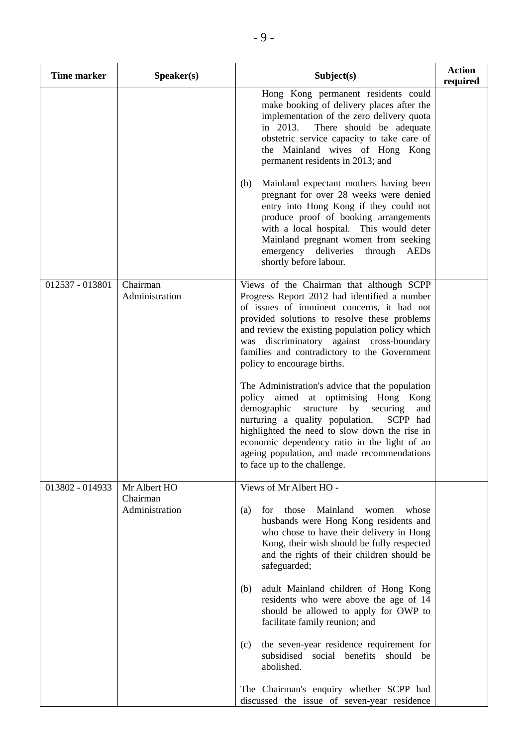| Time marker | Speaker(s) | Subject(s) | Action required |
|---|---|---|---|
| | | Hong Kong permanent residents could make booking of delivery places after the implementation of the zero delivery quota in 2013. There should be adequate obstetric service capacity to take care of the Mainland wives of Hong Kong permanent residents in 2013; and<br><br>(b) Mainland expectant mothers having been pregnant for over 28 weeks were denied entry into Hong Kong if they could not produce proof of booking arrangements with a local hospital. This would deter Mainland pregnant women from seeking emergency deliveries through AEDs shortly before labour. | |
| 012537 - 013801 | Chairman<br>Administration | Views of the Chairman that although SCPP Progress Report 2012 had identified a number of issues of imminent concerns, it had not provided solutions to resolve these problems and review the existing population policy which was discriminatory against cross-boundary families and contradictory to the Government policy to encourage births.<br><br>The Administration's advice that the population policy aimed at optimising Hong Kong demographic structure by securing and nurturing a quality population. SCPP had highlighted the need to slow down the rise in economic dependency ratio in the light of an ageing population, and made recommendations to face up to the challenge. | |
| 013802 - 014933 | Mr Albert HO<br>Chairman<br>Administration | Views of Mr Albert HO -<br><br>(a) for those Mainland women whose husbands were Hong Kong residents and who chose to have their delivery in Hong Kong, their wish should be fully respected and the rights of their children should be safeguarded;<br><br>(b) adult Mainland children of Hong Kong residents who were above the age of 14 should be allowed to apply for OWP to facilitate family reunion; and<br><br>(c) the seven-year residence requirement for subsidised social benefits should be abolished.<br><br>The Chairman's enquiry whether SCPP had discussed the issue of seven-year residence | |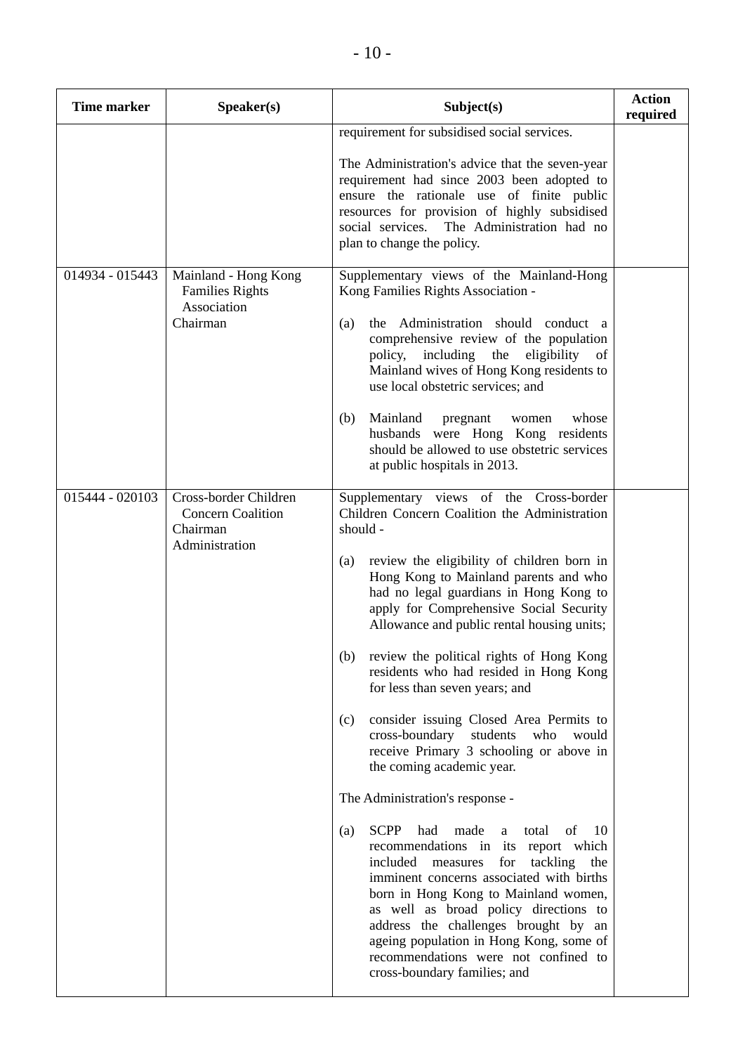| Time marker | Speaker(s) | Subject(s) | Action required |
|---|---|---|---|
| | | requirement for subsidised social services.<br><br>The Administration's advice that the seven-year requirement had since 2003 been adopted to ensure the rationale use of finite public resources for provision of highly subsidised social services. The Administration had no plan to change the policy. | |
| 014934 - 015443 | Mainland - Hong Kong Families Rights Association<br>Chairman | Supplementary views of the Mainland-Hong Kong Families Rights Association -<br><br>(a) the Administration should conduct a comprehensive review of the population policy, including the eligibility of Mainland wives of Hong Kong residents to use local obstetric services; and<br><br>(b) Mainland pregnant women whose husbands were Hong Kong residents should be allowed to use obstetric services at public hospitals in 2013. | |
| 015444 - 020103 | Cross-border Children Concern Coalition<br>Chairman<br>Administration | Supplementary views of the Cross-border Children Concern Coalition the Administration should -<br><br>(a) review the eligibility of children born in Hong Kong to Mainland parents and who had no legal guardians in Hong Kong to apply for Comprehensive Social Security Allowance and public rental housing units;<br><br>(b) review the political rights of Hong Kong residents who had resided in Hong Kong for less than seven years; and<br><br>(c) consider issuing Closed Area Permits to cross-boundary students who would receive Primary 3 schooling or above in the coming academic year.<br><br>The Administration's response -<br><br>(a) SCPP had made a total of 10 recommendations in its report which included measures for tackling the imminent concerns associated with births born in Hong Kong to Mainland women, as well as broad policy directions to address the challenges brought by an ageing population in Hong Kong, some of recommendations were not confined to cross-boundary families; and | |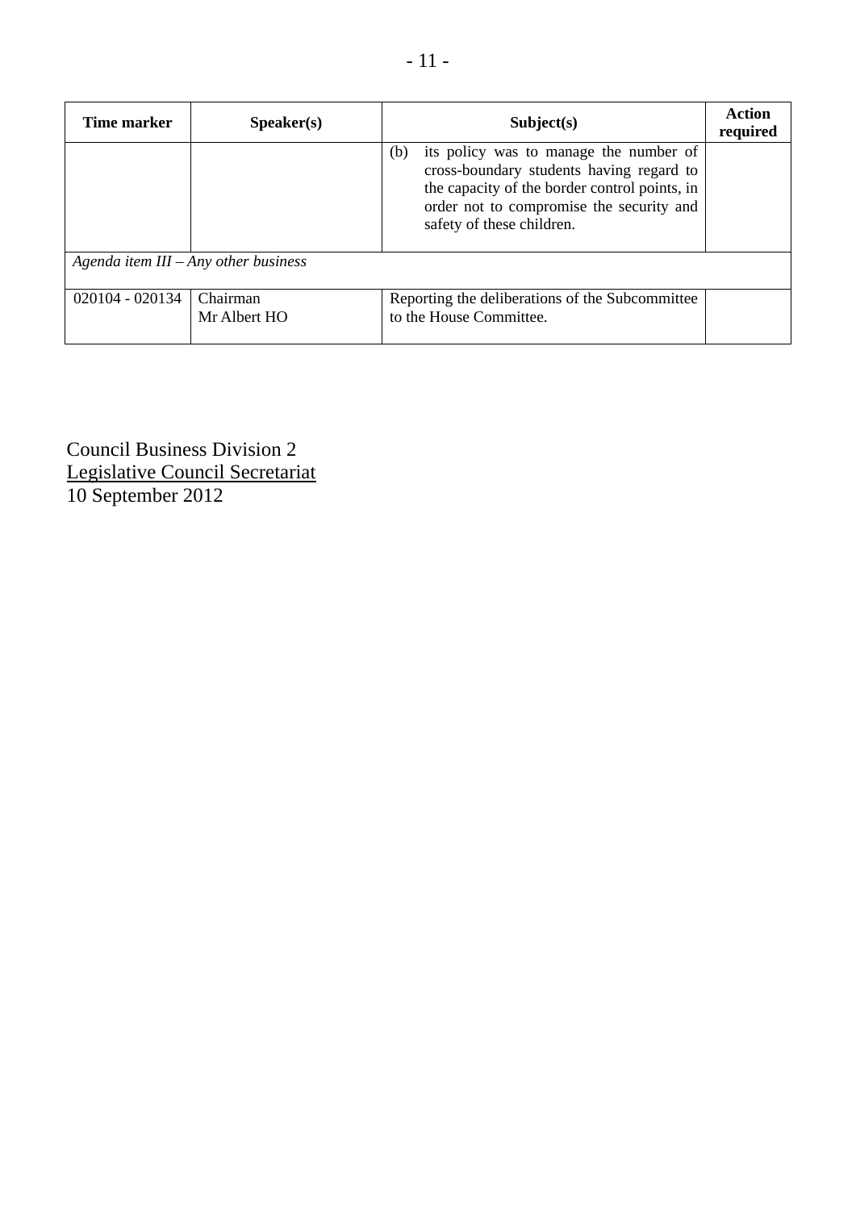| Time marker | Speaker(s) | Subject(s) | Action required |
|---|---|---|---|
| | | (b) its policy was to manage the number of cross-boundary students having regard to the capacity of the border control points, in order not to compromise the security and safety of these children. | |
| *Agenda item III – Any other business* | | | |
| 020104 - 020134 | Chairman<br>Mr Albert HO | Reporting the deliberations of the Subcommittee to the House Committee. | |

Council Business Division 2
Legislative Council Secretariat
10 September 2012